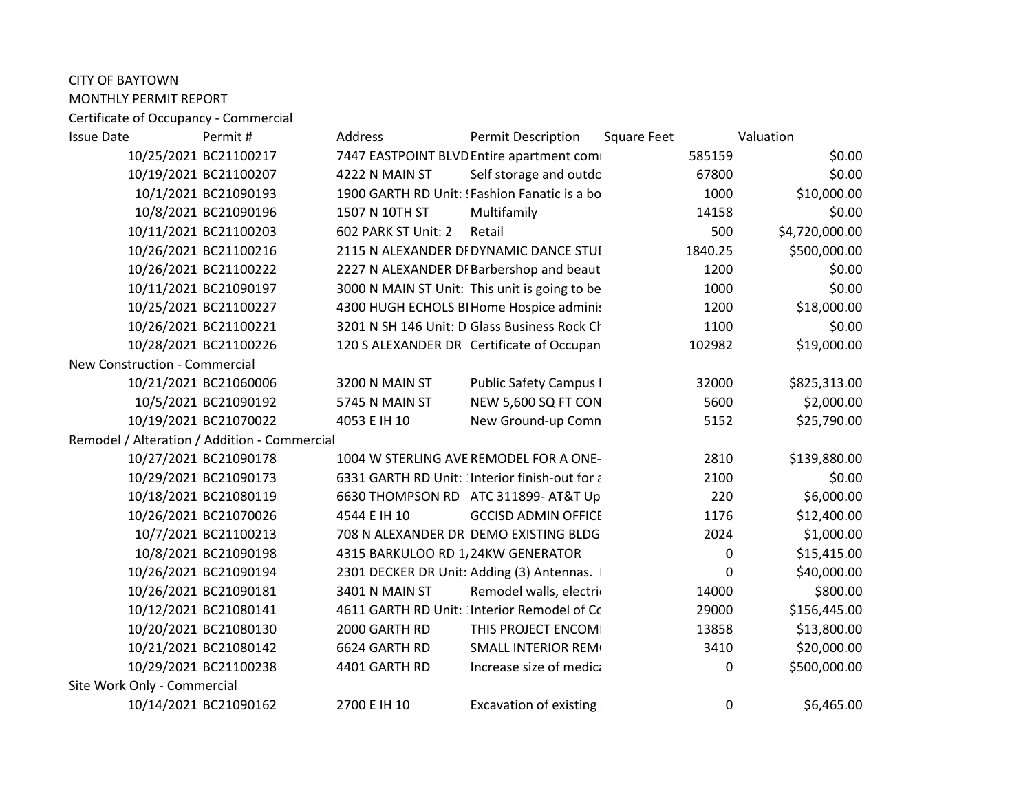CITY OF BAYTOWN

MONTHLY PERMIT REPORT

| Issue Date | Permit # | Address | Permit Description | Square Feet | Valuation |
|---|---|---|---|---|---|
| Certificate of Occupancy - Commercial | | | | | |
| 10/25/2021 | BC21100217 | 7447 EASTPOINT BLVD | Entire apartment comi | 585159 | $0.00 |
| 10/19/2021 | BC21100207 | 4222 N MAIN ST | Self storage and outdo | 67800 | $0.00 |
| 10/1/2021 | BC21090193 | 1900 GARTH RD Unit: ! | Fashion Fanatic is a bo | 1000 | $10,000.00 |
| 10/8/2021 | BC21090196 | 1507 N 10TH ST | Multifamily | 14158 | $0.00 |
| 10/11/2021 | BC21100203 | 602 PARK ST Unit: 2 | Retail | 500 | $4,720,000.00 |
| 10/26/2021 | BC21100216 | 2115 N ALEXANDER DI | DYNAMIC DANCE STUI | 1840.25 | $500,000.00 |
| 10/26/2021 | BC21100222 | 2227 N ALEXANDER DI | Barbershop and beaut | 1200 | $0.00 |
| 10/11/2021 | BC21090197 | 3000 N MAIN ST Unit: | This unit is going to be | 1000 | $0.00 |
| 10/25/2021 | BC21100227 | 4300 HUGH ECHOLS BI | Home Hospice adminis | 1200 | $18,000.00 |
| 10/26/2021 | BC21100221 | 3201 N SH 146 Unit: D | Glass Business Rock Ch | 1100 | $0.00 |
| 10/28/2021 | BC21100226 | 120 S ALEXANDER DR | Certificate of Occupan | 102982 | $19,000.00 |
| New Construction - Commercial | | | | | |
| 10/21/2021 | BC21060006 | 3200 N MAIN ST | Public Safety Campus I | 32000 | $825,313.00 |
| 10/5/2021 | BC21090192 | 5745 N MAIN ST | NEW 5,600 SQ FT CON | 5600 | $2,000.00 |
| 10/19/2021 | BC21070022 | 4053 E IH 10 | New Ground-up Comn | 5152 | $25,790.00 |
| Remodel / Alteration / Addition - Commercial | | | | | |
| 10/27/2021 | BC21090178 | 1004 W STERLING AVE | REMODEL FOR A ONE- | 2810 | $139,880.00 |
| 10/29/2021 | BC21090173 | 6331 GARTH RD Unit: | Interior finish-out for a | 2100 | $0.00 |
| 10/18/2021 | BC21080119 | 6630 THOMPSON RD | ATC 311899- AT&T Up | 220 | $6,000.00 |
| 10/26/2021 | BC21070026 | 4544 E IH 10 | GCCISD ADMIN OFFICE | 1176 | $12,400.00 |
| 10/7/2021 | BC21100213 | 708 N ALEXANDER DR | DEMO EXISTING BLDG | 2024 | $1,000.00 |
| 10/8/2021 | BC21090198 | 4315 BARKULOO RD 1, | 24KW GENERATOR | 0 | $15,415.00 |
| 10/26/2021 | BC21090194 | 2301 DECKER DR Unit: | Adding (3) Antennas. I | 0 | $40,000.00 |
| 10/26/2021 | BC21090181 | 3401 N MAIN ST | Remodel walls, electri | 14000 | $800.00 |
| 10/12/2021 | BC21080141 | 4611 GARTH RD Unit: | Interior Remodel of Co | 29000 | $156,445.00 |
| 10/20/2021 | BC21080130 | 2000 GARTH RD | THIS PROJECT ENCOMI | 13858 | $13,800.00 |
| 10/21/2021 | BC21080142 | 6624 GARTH RD | SMALL INTERIOR REM | 3410 | $20,000.00 |
| 10/29/2021 | BC21100238 | 4401 GARTH RD | Increase size of medica | 0 | $500,000.00 |
| Site Work Only - Commercial | | | | | |
| 10/14/2021 | BC21090162 | 2700 E IH 10 | Excavation of existing | 0 | $6,465.00 |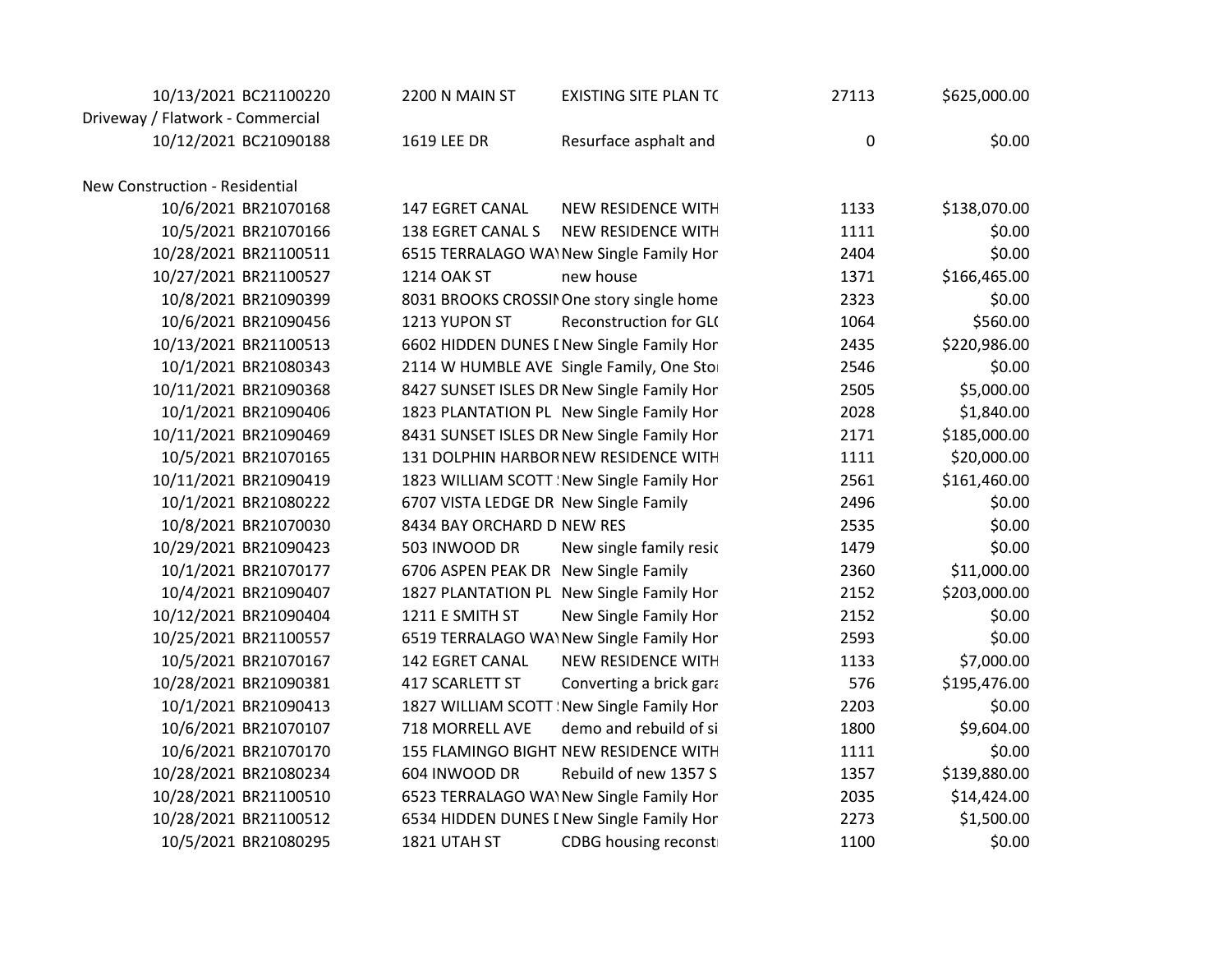| Date | Permit | Address | Description | Sq Ft | Value |
|---|---|---|---|---|---|
| 10/13/2021 | BC21100220 | 2200 N MAIN ST | EXISTING SITE PLAN TC | 27113 | $625,000.00 |
| **Driveway / Flatwork - Commercial** | | | | | |
| 10/12/2021 | BC21090188 | 1619 LEE DR | Resurface asphalt and | 0 | $0.00 |
| **New Construction - Residential** | | | | | |
| 10/6/2021 | BR21070168 | 147 EGRET CANAL | NEW RESIDENCE WITH | 1133 | $138,070.00 |
| 10/5/2021 | BR21070166 | 138 EGRET CANAL S | NEW RESIDENCE WITH | 1111 | $0.00 |
| 10/28/2021 | BR21100511 | 6515 TERRALAGO WAY | New Single Family Hor | 2404 | $0.00 |
| 10/27/2021 | BR21100527 | 1214 OAK ST | new house | 1371 | $166,465.00 |
| 10/8/2021 | BR21090399 | 8031 BROOKS CROSSIN | One story single home | 2323 | $0.00 |
| 10/6/2021 | BR21090456 | 1213 YUPON ST | Reconstruction for GL( | 1064 | $560.00 |
| 10/13/2021 | BR21100513 | 6602 HIDDEN DUNES [ | New Single Family Hor | 2435 | $220,986.00 |
| 10/1/2021 | BR21080343 | 2114 W HUMBLE AVE | Single Family, One Sto | 2546 | $0.00 |
| 10/11/2021 | BR21090368 | 8427 SUNSET ISLES DR | New Single Family Hor | 2505 | $5,000.00 |
| 10/1/2021 | BR21090406 | 1823 PLANTATION PL | New Single Family Hor | 2028 | $1,840.00 |
| 10/11/2021 | BR21090469 | 8431 SUNSET ISLES DR | New Single Family Hor | 2171 | $185,000.00 |
| 10/5/2021 | BR21070165 | 131 DOLPHIN HARBOR | NEW RESIDENCE WITH | 1111 | $20,000.00 |
| 10/11/2021 | BR21090419 | 1823 WILLIAM SCOTT ! | New Single Family Hor | 2561 | $161,460.00 |
| 10/1/2021 | BR21080222 | 6707 VISTA LEDGE DR | New Single Family | 2496 | $0.00 |
| 10/8/2021 | BR21070030 | 8434 BAY ORCHARD D | NEW RES | 2535 | $0.00 |
| 10/29/2021 | BR21090423 | 503 INWOOD DR | New single family resic | 1479 | $0.00 |
| 10/1/2021 | BR21070177 | 6706 ASPEN PEAK DR | New Single Family | 2360 | $11,000.00 |
| 10/4/2021 | BR21090407 | 1827 PLANTATION PL | New Single Family Hor | 2152 | $203,000.00 |
| 10/12/2021 | BR21090404 | 1211 E SMITH ST | New Single Family Hor | 2152 | $0.00 |
| 10/25/2021 | BR21100557 | 6519 TERRALAGO WAY | New Single Family Hor | 2593 | $0.00 |
| 10/5/2021 | BR21070167 | 142 EGRET CANAL | NEW RESIDENCE WITH | 1133 | $7,000.00 |
| 10/28/2021 | BR21090381 | 417 SCARLETT ST | Converting a brick gara | 576 | $195,476.00 |
| 10/1/2021 | BR21090413 | 1827 WILLIAM SCOTT ! | New Single Family Hor | 2203 | $0.00 |
| 10/6/2021 | BR21070107 | 718 MORRELL AVE | demo and rebuild of si | 1800 | $9,604.00 |
| 10/6/2021 | BR21070170 | 155 FLAMINGO BIGHT | NEW RESIDENCE WITH | 1111 | $0.00 |
| 10/28/2021 | BR21080234 | 604 INWOOD DR | Rebuild of new 1357 S | 1357 | $139,880.00 |
| 10/28/2021 | BR21100510 | 6523 TERRALAGO WAY | New Single Family Hor | 2035 | $14,424.00 |
| 10/28/2021 | BR21100512 | 6534 HIDDEN DUNES [ | New Single Family Hor | 2273 | $1,500.00 |
| 10/5/2021 | BR21080295 | 1821 UTAH ST | CDBG housing reconst | 1100 | $0.00 |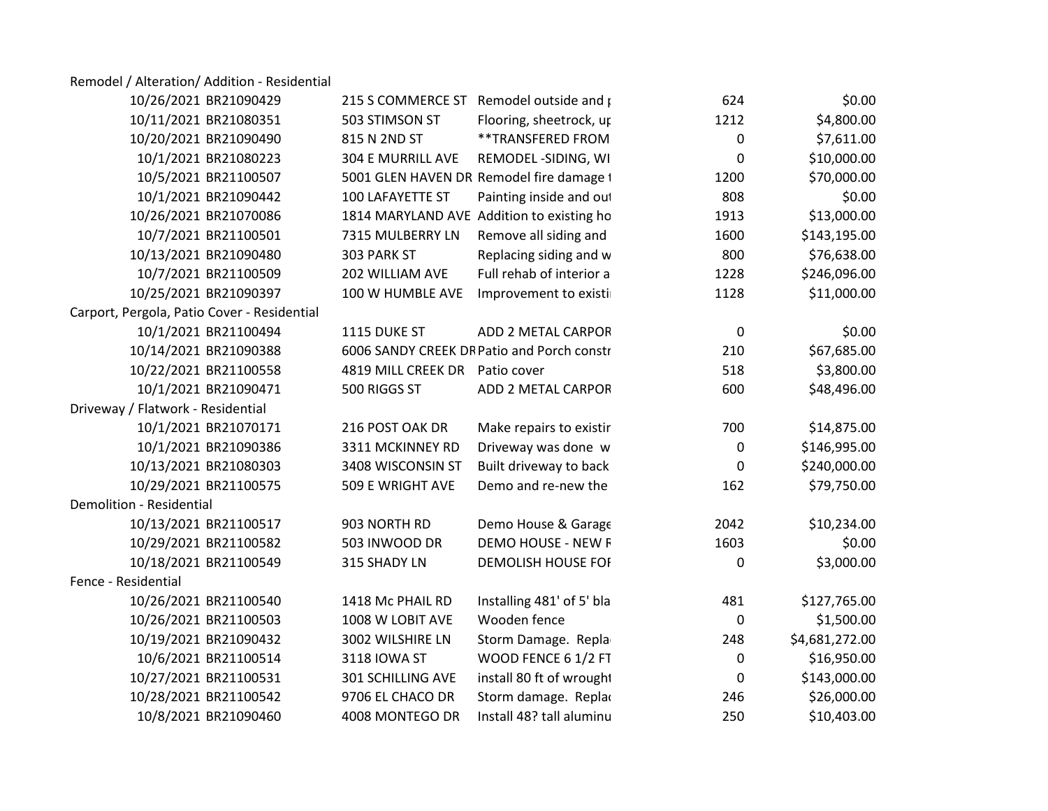| | | | | | |
|---|---|---|---|---|---|
| Remodel / Alteration/ Addition - Residential | | | | | |
| 10/26/2021 | BR21090429 | 215 S COMMERCE ST | Remodel outside and p | 624 | $0.00 |
| 10/11/2021 | BR21080351 | 503 STIMSON ST | Flooring, sheetrock, up | 1212 | $4,800.00 |
| 10/20/2021 | BR21090490 | 815 N 2ND ST | **TRANSFERED FROM | 0 | $7,611.00 |
| 10/1/2021 | BR21080223 | 304 E MURRILL AVE | REMODEL -SIDING, WI | 0 | $10,000.00 |
| 10/5/2021 | BR21100507 | 5001 GLEN HAVEN DR | Remodel fire damage t | 1200 | $70,000.00 |
| 10/1/2021 | BR21090442 | 100 LAFAYETTE ST | Painting inside and out | 808 | $0.00 |
| 10/26/2021 | BR21070086 | 1814 MARYLAND AVE | Addition to existing ho | 1913 | $13,000.00 |
| 10/7/2021 | BR21100501 | 7315 MULBERRY LN | Remove all siding and | 1600 | $143,195.00 |
| 10/13/2021 | BR21090480 | 303 PARK ST | Replacing siding and w | 800 | $76,638.00 |
| 10/7/2021 | BR21100509 | 202 WILLIAM AVE | Full rehab of interior a | 1228 | $246,096.00 |
| 10/25/2021 | BR21090397 | 100 W HUMBLE AVE | Improvement to existi | 1128 | $11,000.00 |
| Carport, Pergola, Patio Cover - Residential | | | | | |
| 10/1/2021 | BR21100494 | 1115 DUKE ST | ADD 2 METAL CARPOR | 0 | $0.00 |
| 10/14/2021 | BR21090388 | 6006 SANDY CREEK DR | Patio and Porch constr | 210 | $67,685.00 |
| 10/22/2021 | BR21100558 | 4819 MILL CREEK DR | Patio cover | 518 | $3,800.00 |
| 10/1/2021 | BR21090471 | 500 RIGGS ST | ADD 2 METAL CARPOR | 600 | $48,496.00 |
| Driveway / Flatwork - Residential | | | | | |
| 10/1/2021 | BR21070171 | 216 POST OAK DR | Make repairs to existir | 700 | $14,875.00 |
| 10/1/2021 | BR21090386 | 3311 MCKINNEY RD | Driveway was done w | 0 | $146,995.00 |
| 10/13/2021 | BR21080303 | 3408 WISCONSIN ST | Built driveway to back | 0 | $240,000.00 |
| 10/29/2021 | BR21100575 | 509 E WRIGHT AVE | Demo and re-new the | 162 | $79,750.00 |
| Demolition - Residential | | | | | |
| 10/13/2021 | BR21100517 | 903 NORTH RD | Demo House & Garage | 2042 | $10,234.00 |
| 10/29/2021 | BR21100582 | 503 INWOOD DR | DEMO HOUSE - NEW R | 1603 | $0.00 |
| 10/18/2021 | BR21100549 | 315 SHADY LN | DEMOLISH HOUSE FOR | 0 | $3,000.00 |
| Fence - Residential | | | | | |
| 10/26/2021 | BR21100540 | 1418 Mc PHAIL RD | Installing 481' of 5' bla | 481 | $127,765.00 |
| 10/26/2021 | BR21100503 | 1008 W LOBIT AVE | Wooden fence | 0 | $1,500.00 |
| 10/19/2021 | BR21090432 | 3002 WILSHIRE LN | Storm Damage. Repla | 248 | $4,681,272.00 |
| 10/6/2021 | BR21100514 | 3118 IOWA ST | WOOD FENCE 6 1/2 FT | 0 | $16,950.00 |
| 10/27/2021 | BR21100531 | 301 SCHILLING AVE | install 80 ft of wrought | 0 | $143,000.00 |
| 10/28/2021 | BR21100542 | 9706 EL CHACO DR | Storm damage. Replac | 246 | $26,000.00 |
| 10/8/2021 | BR21090460 | 4008 MONTEGO DR | Install 48? tall aluminu | 250 | $10,403.00 |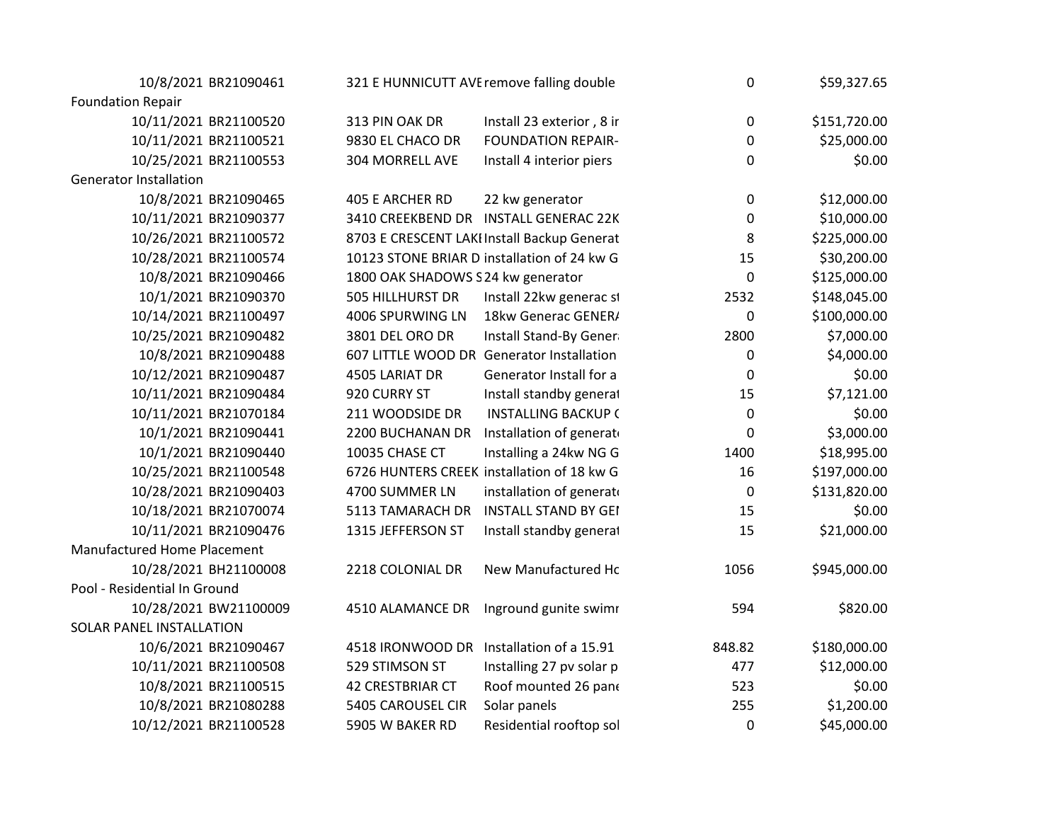| | | | | | |
|---|---|---|---|---|---|
| 10/8/2021 | BR21090461 | 321 E HUNNICUTT AVE | remove falling double | 0 | $59,327.65 |
| Foundation Repair | | | | | |
| 10/11/2021 | BR21100520 | 313 PIN OAK DR | Install 23 exterior , 8 ir | 0 | $151,720.00 |
| 10/11/2021 | BR21100521 | 9830 EL CHACO DR | FOUNDATION REPAIR- | 0 | $25,000.00 |
| 10/25/2021 | BR21100553 | 304 MORRELL AVE | Install 4 interior piers | 0 | $0.00 |
| Generator Installation | | | | | |
| 10/8/2021 | BR21090465 | 405 E ARCHER RD | 22 kw generator | 0 | $12,000.00 |
| 10/11/2021 | BR21090377 | 3410 CREEKBEND DR | INSTALL GENERAC 22K | 0 | $10,000.00 |
| 10/26/2021 | BR21100572 | 8703 E CRESCENT LAKE | Install Backup Generat | 8 | $225,000.00 |
| 10/28/2021 | BR21100574 | 10123 STONE BRIAR D | installation of 24 kw G | 15 | $30,200.00 |
| 10/8/2021 | BR21090466 | 1800 OAK SHADOWS S | 24 kw generator | 0 | $125,000.00 |
| 10/1/2021 | BR21090370 | 505 HILLHURST DR | Install 22kw generac st | 2532 | $148,045.00 |
| 10/14/2021 | BR21100497 | 4006 SPURWING LN | 18kw Generac GENERA | 0 | $100,000.00 |
| 10/25/2021 | BR21090482 | 3801 DEL ORO DR | Install Stand-By Genera | 2800 | $7,000.00 |
| 10/8/2021 | BR21090488 | 607 LITTLE WOOD DR | Generator Installation | 0 | $4,000.00 |
| 10/12/2021 | BR21090487 | 4505 LARIAT DR | Generator Install for a | 0 | $0.00 |
| 10/11/2021 | BR21090484 | 920 CURRY ST | Install standby generat | 15 | $7,121.00 |
| 10/11/2021 | BR21070184 | 211 WOODSIDE DR | INSTALLING BACKUP ( | 0 | $0.00 |
| 10/1/2021 | BR21090441 | 2200 BUCHANAN DR | Installation of generat | 0 | $3,000.00 |
| 10/1/2021 | BR21090440 | 10035 CHASE CT | Installing a 24kw NG G | 1400 | $18,995.00 |
| 10/25/2021 | BR21100548 | 6726 HUNTERS CREEK | installation of 18 kw G | 16 | $197,000.00 |
| 10/28/2021 | BR21090403 | 4700 SUMMER LN | installation of generat | 0 | $131,820.00 |
| 10/18/2021 | BR21070074 | 5113 TAMARACH DR | INSTALL STAND BY GEI | 15 | $0.00 |
| 10/11/2021 | BR21090476 | 1315 JEFFERSON ST | Install standby generat | 15 | $21,000.00 |
| Manufactured Home Placement | | | | | |
| 10/28/2021 | BH21100008 | 2218 COLONIAL DR | New Manufactured Hc | 1056 | $945,000.00 |
| Pool - Residential In Ground | | | | | |
| 10/28/2021 | BW21100009 | 4510 ALAMANCE DR | Inground gunite swimr | 594 | $820.00 |
| SOLAR PANEL INSTALLATION | | | | | |
| 10/6/2021 | BR21090467 | 4518 IRONWOOD DR | Installation of a 15.91 | 848.82 | $180,000.00 |
| 10/11/2021 | BR21100508 | 529 STIMSON ST | Installing 27 pv solar p | 477 | $12,000.00 |
| 10/8/2021 | BR21100515 | 42 CRESTBRIAR CT | Roof mounted 26 pane | 523 | $0.00 |
| 10/8/2021 | BR21080288 | 5405 CAROUSEL CIR | Solar panels | 255 | $1,200.00 |
| 10/12/2021 | BR21100528 | 5905 W BAKER RD | Residential rooftop sol | 0 | $45,000.00 |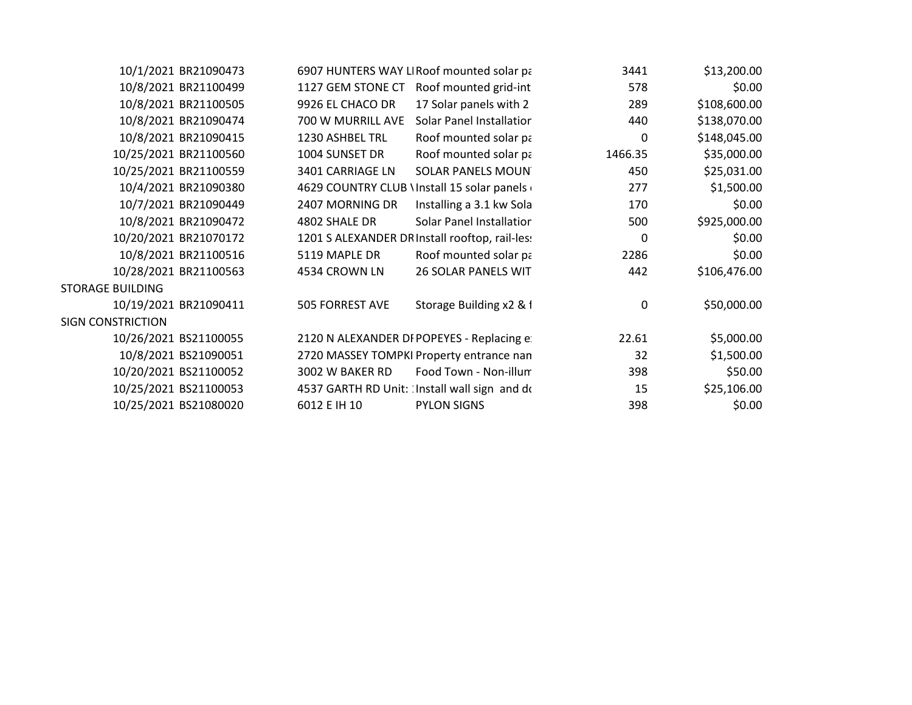| | | | | | |
|---|---|---|---|---|---|
| | 10/1/2021 | BR21090473 | 6907 HUNTERS WAY LI | Roof mounted solar pa | 3441 | $13,200.00 |
| | 10/8/2021 | BR21100499 | 1127 GEM STONE CT | Roof mounted grid-int | 578 | $0.00 |
| | 10/8/2021 | BR21100505 | 9926 EL CHACO DR | 17 Solar panels with 2 | 289 | $108,600.00 |
| | 10/8/2021 | BR21090474 | 700 W MURRILL AVE | Solar Panel Installation | 440 | $138,070.00 |
| | 10/8/2021 | BR21090415 | 1230 ASHBEL TRL | Roof mounted solar pa | 0 | $148,045.00 |
| | 10/25/2021 | BR21100560 | 1004 SUNSET DR | Roof mounted solar pa | 1466.35 | $35,000.00 |
| | 10/25/2021 | BR21100559 | 3401 CARRIAGE LN | SOLAR PANELS MOUN | 450 | $25,031.00 |
| | 10/4/2021 | BR21090380 | 4629 COUNTRY CLUB \ | Install 15 solar panels ( | 277 | $1,500.00 |
| | 10/7/2021 | BR21090449 | 2407 MORNING DR | Installing a 3.1 kw Sola | 170 | $0.00 |
| | 10/8/2021 | BR21090472 | 4802 SHALE DR | Solar Panel Installation | 500 | $925,000.00 |
| | 10/20/2021 | BR21070172 | 1201 S ALEXANDER DR | Install rooftop, rail-less | 0 | $0.00 |
| | 10/8/2021 | BR21100516 | 5119 MAPLE DR | Roof mounted solar pa | 2286 | $0.00 |
| | 10/28/2021 | BR21100563 | 4534 CROWN LN | 26 SOLAR PANELS WIT | 442 | $106,476.00 |
| STORAGE BUILDING | | | | | | |
| | 10/19/2021 | BR21090411 | 505 FORREST AVE | Storage Building x2 & f | 0 | $50,000.00 |
| SIGN CONSTRICTION | | | | | | |
| | 10/26/2021 | BS21100055 | 2120 N ALEXANDER DI | POPEYES - Replacing e: | 22.61 | $5,000.00 |
| | 10/8/2021 | BS21090051 | 2720 MASSEY TOMPKI | Property entrance nan | 32 | $1,500.00 |
| | 10/20/2021 | BS21100052 | 3002 W BAKER RD | Food Town - Non-illum | 398 | $50.00 |
| | 10/25/2021 | BS21100053 | 4537 GARTH RD Unit: 1 | Install wall sign and do | 15 | $25,106.00 |
| | 10/25/2021 | BS21080020 | 6012 E IH 10 | PYLON SIGNS | 398 | $0.00 |